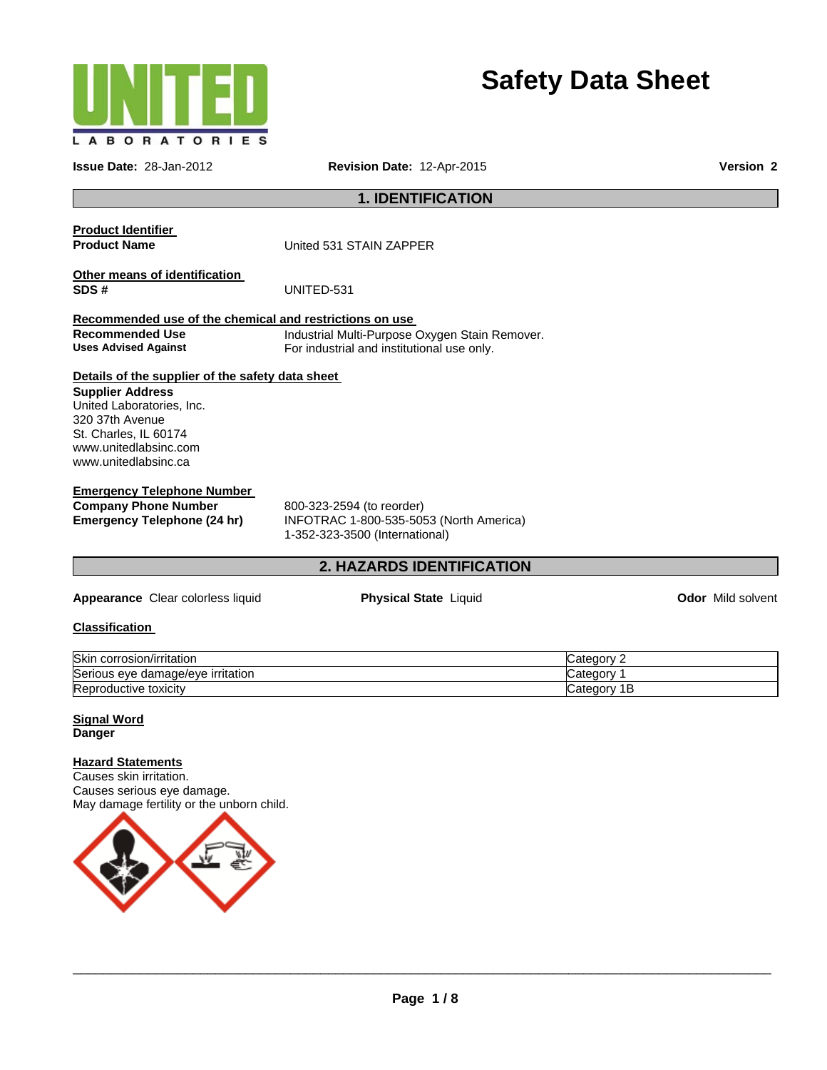UNITED LABORATORIES

# Safety Data Sheet

**Issue Date:** 28-Jan-2012 **Revision Date:** 12-Apr-2015 **Version 2**

## 1. IDENTIFICATION

**Product Identifier**

**Product Name** United 531 STAIN ZAPPER

**Other means of identification**

**SDS #** UNITED-531

**Recommended use of the chemical and restrictions on use**

**Recommended Use** Industrial Multi-Purpose Oxygen Stain Remover.

**Uses Advised Against** For industrial and institutional use only.

**Details of the supplier of the safety data sheet**

**Supplier Address**
United Laboratories, Inc.
320 37th Avenue
St. Charles, IL 60174
www.unitedlabsinc.com
www.unitedlabsinc.ca

**Emergency Telephone Number**

**Company Phone Number** 800-323-2594 (to reorder)

**Emergency Telephone (24 hr)** INFOTRAC 1-800-535-5053 (North America)
1-352-323-3500 (International)

## 2. HAZARDS IDENTIFICATION

**Appearance** Clear colorless liquid **Physical State** Liquid **Odor** Mild solvent

**Classification**

| | |
|---|---|
| Skin corrosion/irritation | Category 2 |
| Serious eye damage/eye irritation | Category 1 |
| Reproductive toxicity | Category 1B |

**Signal Word**
**Danger**

**Hazard Statements**
Causes skin irritation.
Causes serious eye damage.
May damage fertility or the unborn child.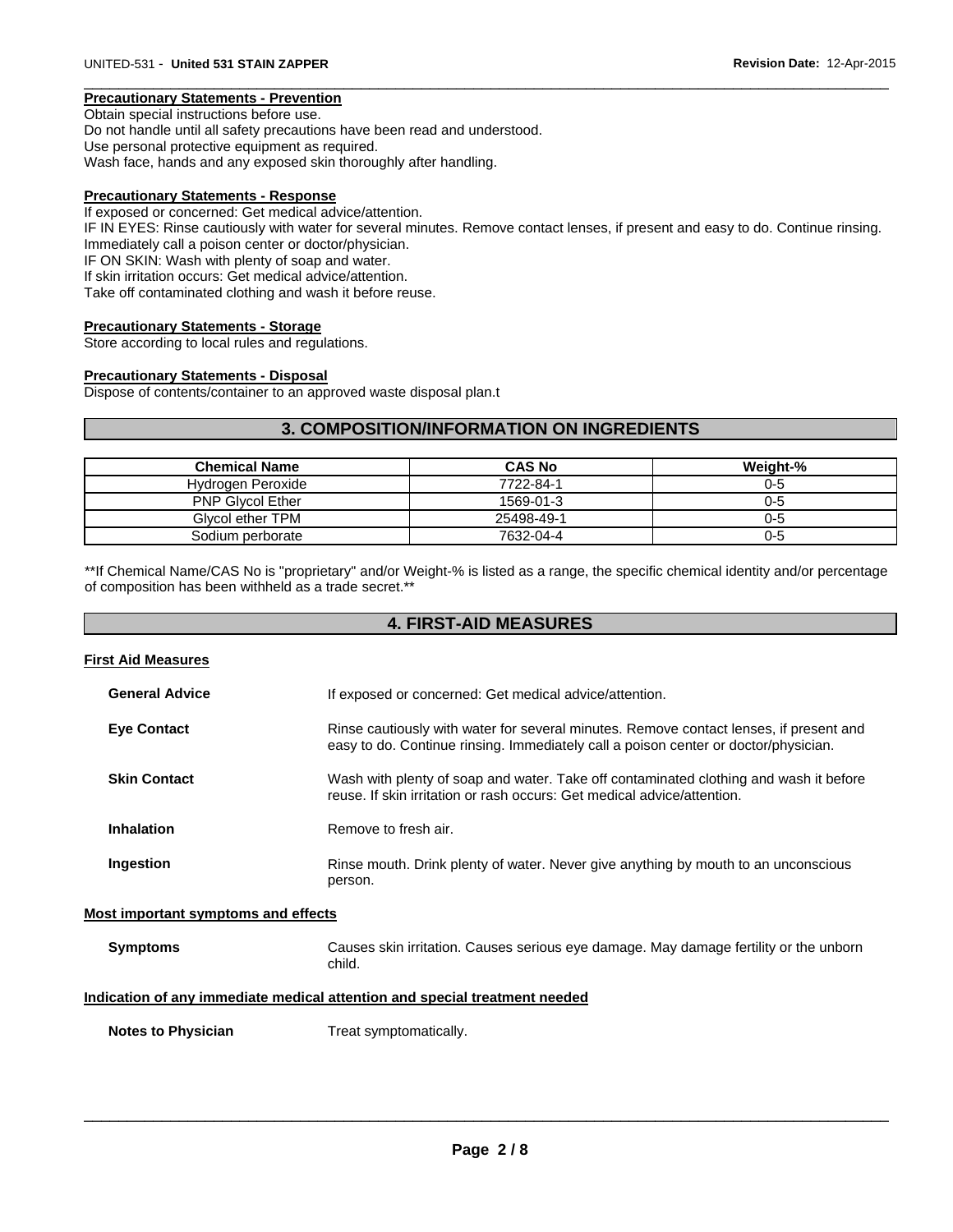**Precautionary Statements - Prevention**

Obtain special instructions before use.
Do not handle until all safety precautions have been read and understood.
Use personal protective equipment as required.
Wash face, hands and any exposed skin thoroughly after handling.

**Precautionary Statements - Response**

If exposed or concerned: Get medical advice/attention.
IF IN EYES: Rinse cautiously with water for several minutes. Remove contact lenses, if present and easy to do. Continue rinsing.
Immediately call a poison center or doctor/physician.
IF ON SKIN: Wash with plenty of soap and water.
If skin irritation occurs: Get medical advice/attention.
Take off contaminated clothing and wash it before reuse.

**Precautionary Statements - Storage**

Store according to local rules and regulations.

**Precautionary Statements - Disposal**

Dispose of contents/container to an approved waste disposal plan.t

## 3. COMPOSITION/INFORMATION ON INGREDIENTS

| Chemical Name | CAS No | Weight-% |
|---|---|---|
| Hydrogen Peroxide | 7722-84-1 | 0-5 |
| PNP Glycol Ether | 1569-01-3 | 0-5 |
| Glycol ether TPM | 25498-49-1 | 0-5 |
| Sodium perborate | 7632-04-4 | 0-5 |

**If Chemical Name/CAS No is "proprietary" and/or Weight-% is listed as a range, the specific chemical identity and/or percentage of composition has been withheld as a trade secret.**

## 4. FIRST-AID MEASURES

**First Aid Measures**

**General Advice** If exposed or concerned: Get medical advice/attention.

**Eye Contact** Rinse cautiously with water for several minutes. Remove contact lenses, if present and easy to do. Continue rinsing. Immediately call a poison center or doctor/physician.

**Skin Contact** Wash with plenty of soap and water. Take off contaminated clothing and wash it before reuse. If skin irritation or rash occurs: Get medical advice/attention.

**Inhalation** Remove to fresh air.

**Ingestion** Rinse mouth. Drink plenty of water. Never give anything by mouth to an unconscious person.

**Most important symptoms and effects**

**Symptoms** Causes skin irritation. Causes serious eye damage. May damage fertility or the unborn child.

**Indication of any immediate medical attention and special treatment needed**

**Notes to Physician** Treat symptomatically.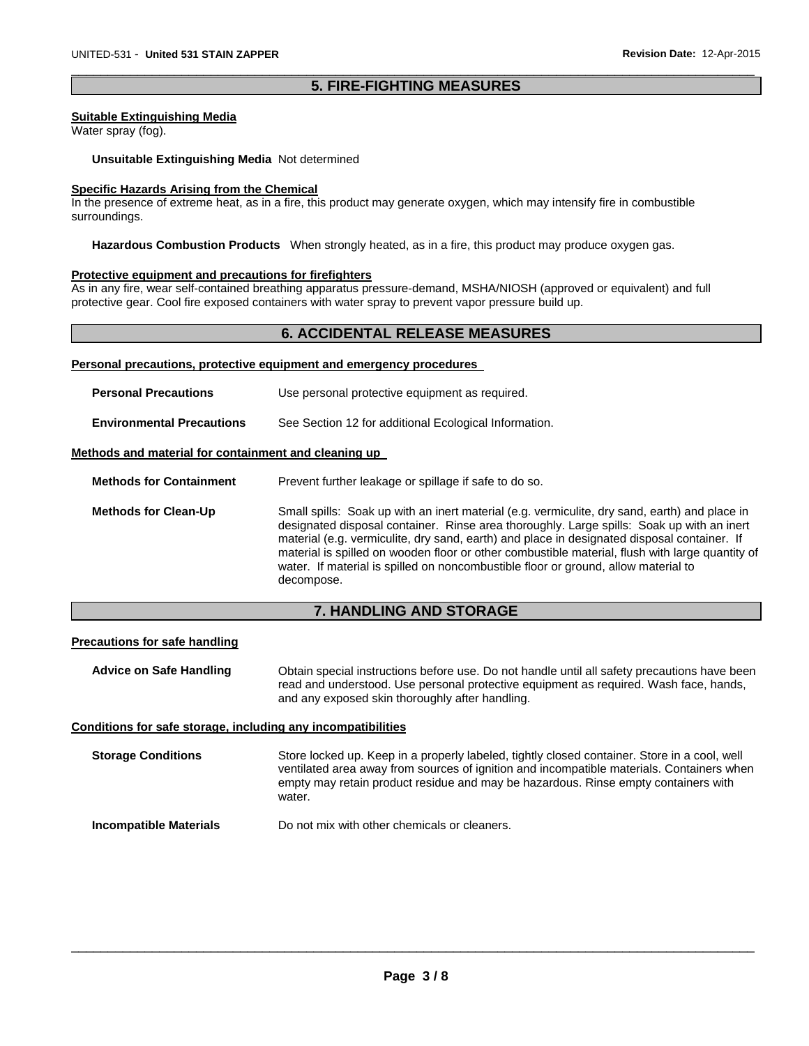## 5. FIRE-FIGHTING MEASURES

**Suitable Extinguishing Media**

Water spray (fog).

**Unsuitable Extinguishing Media** Not determined

**Specific Hazards Arising from the Chemical**

In the presence of extreme heat, as in a fire, this product may generate oxygen, which may intensify fire in combustible surroundings.

**Hazardous Combustion Products** When strongly heated, as in a fire, this product may produce oxygen gas.

**Protective equipment and precautions for firefighters**

As in any fire, wear self-contained breathing apparatus pressure-demand, MSHA/NIOSH (approved or equivalent) and full protective gear. Cool fire exposed containers with water spray to prevent vapor pressure build up.

## 6. ACCIDENTAL RELEASE MEASURES

**Personal precautions, protective equipment and emergency procedures**

**Personal Precautions** Use personal protective equipment as required.

**Environmental Precautions** See Section 12 for additional Ecological Information.

**Methods and material for containment and cleaning up**

**Methods for Containment** Prevent further leakage or spillage if safe to do so.

**Methods for Clean-Up** Small spills: Soak up with an inert material (e.g. vermiculite, dry sand, earth) and place in designated disposal container. Rinse area thoroughly. Large spills: Soak up with an inert material (e.g. vermiculite, dry sand, earth) and place in designated disposal container. If material is spilled on wooden floor or other combustible material, flush with large quantity of water. If material is spilled on noncombustible floor or ground, allow material to decompose.

## 7. HANDLING AND STORAGE

**Precautions for safe handling**

**Advice on Safe Handling** Obtain special instructions before use. Do not handle until all safety precautions have been read and understood. Use personal protective equipment as required. Wash face, hands, and any exposed skin thoroughly after handling.

**Conditions for safe storage, including any incompatibilities**

**Storage Conditions** Store locked up. Keep in a properly labeled, tightly closed container. Store in a cool, well ventilated area away from sources of ignition and incompatible materials. Containers when empty may retain product residue and may be hazardous. Rinse empty containers with water.

**Incompatible Materials** Do not mix with other chemicals or cleaners.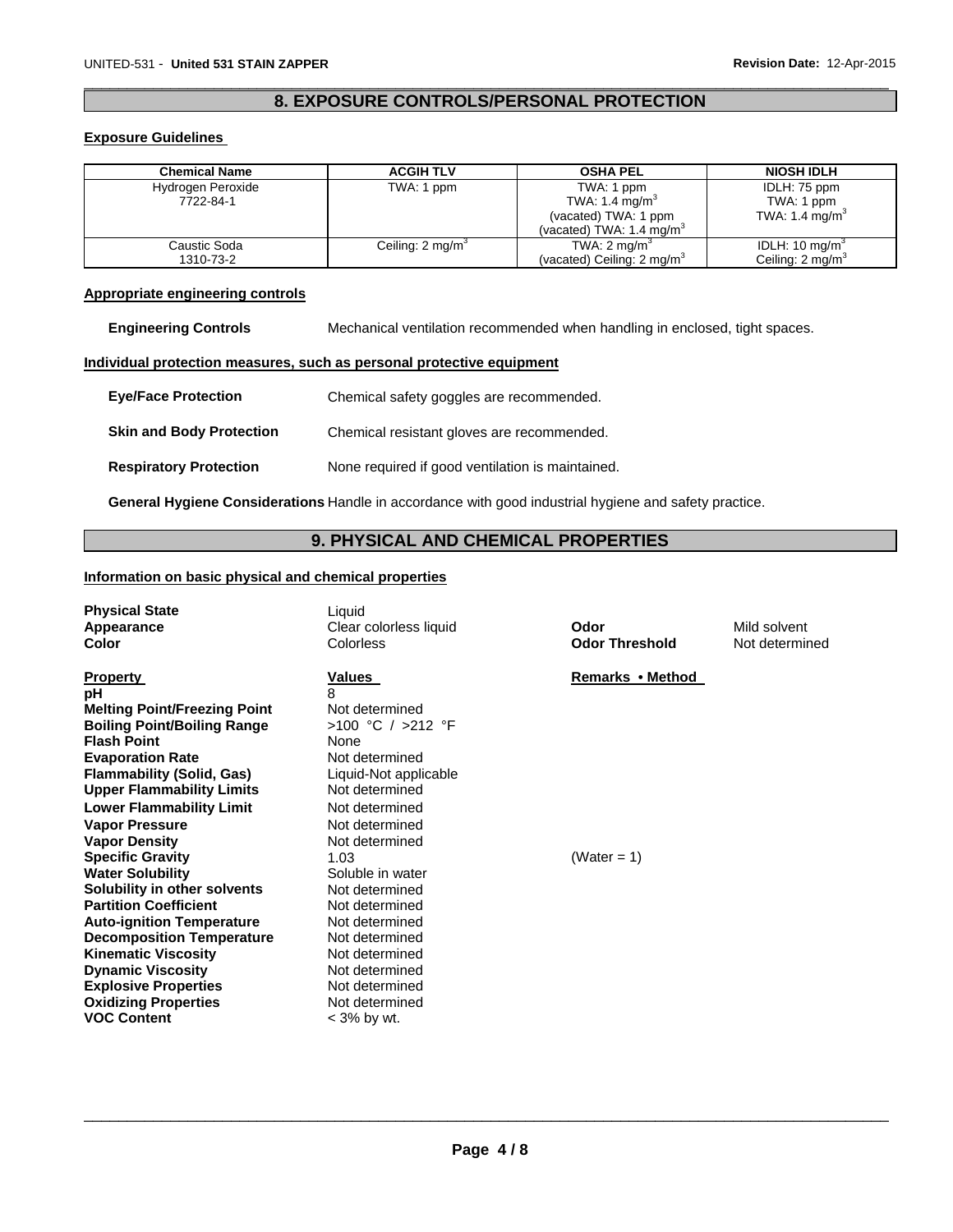## 8. EXPOSURE CONTROLS/PERSONAL PROTECTION

**Exposure Guidelines**

| Chemical Name | ACGIH TLV | OSHA PEL | NIOSH IDLH |
|---|---|---|---|
| Hydrogen Peroxide 7722-84-1 | TWA: 1 ppm | TWA: 1 ppm<br>TWA: 1.4 mg/m$^3$<br>(vacated) TWA: 1 ppm<br>(vacated) TWA: 1.4 mg/m$^3$ | IDLH: 75 ppm<br>TWA: 1 ppm<br>TWA: 1.4 mg/m$^3$ |
| Caustic Soda 1310-73-2 | Ceiling: 2 mg/m$^3$ | TWA: 2 mg/m$^3$<br>(vacated) Ceiling: 2 mg/m$^3$ | IDLH: 10 mg/m$^3$<br>Ceiling: 2 mg/m$^3$ |

**Appropriate engineering controls**

**Engineering Controls** Mechanical ventilation recommended when handling in enclosed, tight spaces.

**Individual protection measures, such as personal protective equipment**

**Eye/Face Protection** Chemical safety goggles are recommended.

**Skin and Body Protection** Chemical resistant gloves are recommended.

**Respiratory Protection** None required if good ventilation is maintained.

**General Hygiene Considerations** Handle in accordance with good industrial hygiene and safety practice.

## 9. PHYSICAL AND CHEMICAL PROPERTIES

**Information on basic physical and chemical properties**

**Physical State** Liquid
**Appearance** Clear colorless liquid
**Color** Colorless
**Odor** Mild solvent
**Odor Threshold** Not determined

| Property | Values | Remarks • Method |
|---|---|---|
| **pH** | 8 | |
| **Melting Point/Freezing Point** | Not determined | |
| **Boiling Point/Boiling Range** | >100 °C / >212 °F | |
| **Flash Point** | None | |
| **Evaporation Rate** | Not determined | |
| **Flammability (Solid, Gas)** | Liquid-Not applicable | |
| **Upper Flammability Limits** | Not determined | |
| **Lower Flammability Limit** | Not determined | |
| **Vapor Pressure** | Not determined | |
| **Vapor Density** | Not determined | |
| **Specific Gravity** | 1.03 | (Water = 1) |
| **Water Solubility** | Soluble in water | |
| **Solubility in other solvents** | Not determined | |
| **Partition Coefficient** | Not determined | |
| **Auto-ignition Temperature** | Not determined | |
| **Decomposition Temperature** | Not determined | |
| **Kinematic Viscosity** | Not determined | |
| **Dynamic Viscosity** | Not determined | |
| **Explosive Properties** | Not determined | |
| **Oxidizing Properties** | Not determined | |
| **VOC Content** | < 3% by wt. | |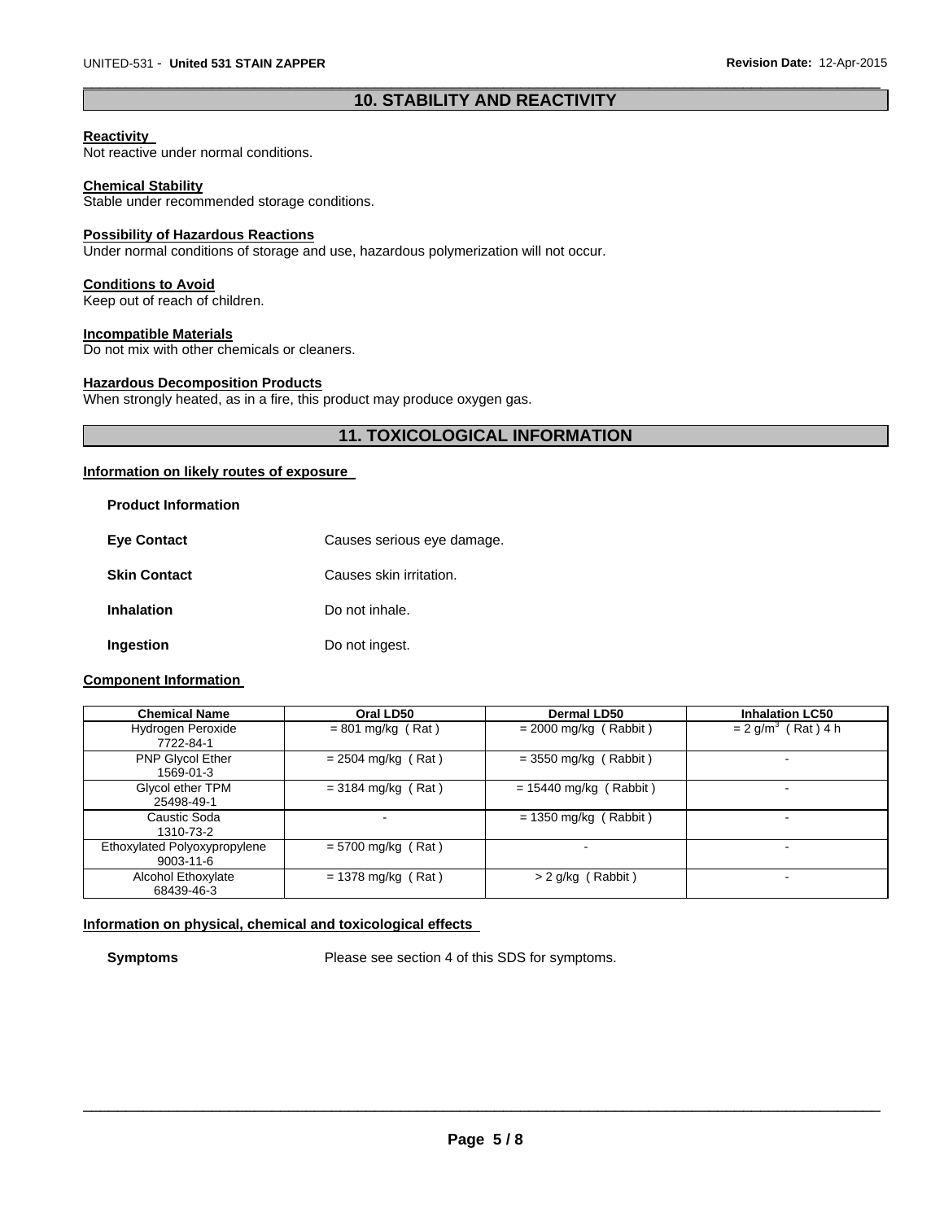## 10. STABILITY AND REACTIVITY

**Reactivity**
Not reactive under normal conditions.

**Chemical Stability**
Stable under recommended storage conditions.

**Possibility of Hazardous Reactions**
Under normal conditions of storage and use, hazardous polymerization will not occur.

**Conditions to Avoid**
Keep out of reach of children.

**Incompatible Materials**
Do not mix with other chemicals or cleaners.

**Hazardous Decomposition Products**
When strongly heated, as in a fire, this product may produce oxygen gas.

## 11. TOXICOLOGICAL INFORMATION

**Information on likely routes of exposure**

**Product Information**

**Eye Contact** Causes serious eye damage.

**Skin Contact** Causes skin irritation.

**Inhalation** Do not inhale.

**Ingestion** Do not ingest.

**Component Information**

| Chemical Name | Oral LD50 | Dermal LD50 | Inhalation LC50 |
|---|---|---|---|
| Hydrogen Peroxide 7722-84-1 | = 801 mg/kg ( Rat ) | = 2000 mg/kg ( Rabbit ) | = 2 g/m$^3$ ( Rat ) 4 h |
| PNP Glycol Ether 1569-01-3 | = 2504 mg/kg ( Rat ) | = 3550 mg/kg ( Rabbit ) | - |
| Glycol ether TPM 25498-49-1 | = 3184 mg/kg ( Rat ) | = 15440 mg/kg ( Rabbit ) | - |
| Caustic Soda 1310-73-2 | - | = 1350 mg/kg ( Rabbit ) | - |
| Ethoxylated Polyoxypropylene 9003-11-6 | = 5700 mg/kg ( Rat ) | - | - |
| Alcohol Ethoxylate 68439-46-3 | = 1378 mg/kg ( Rat ) | > 2 g/kg ( Rabbit ) | - |

**Information on physical, chemical and toxicological effects**

**Symptoms** Please see section 4 of this SDS for symptoms.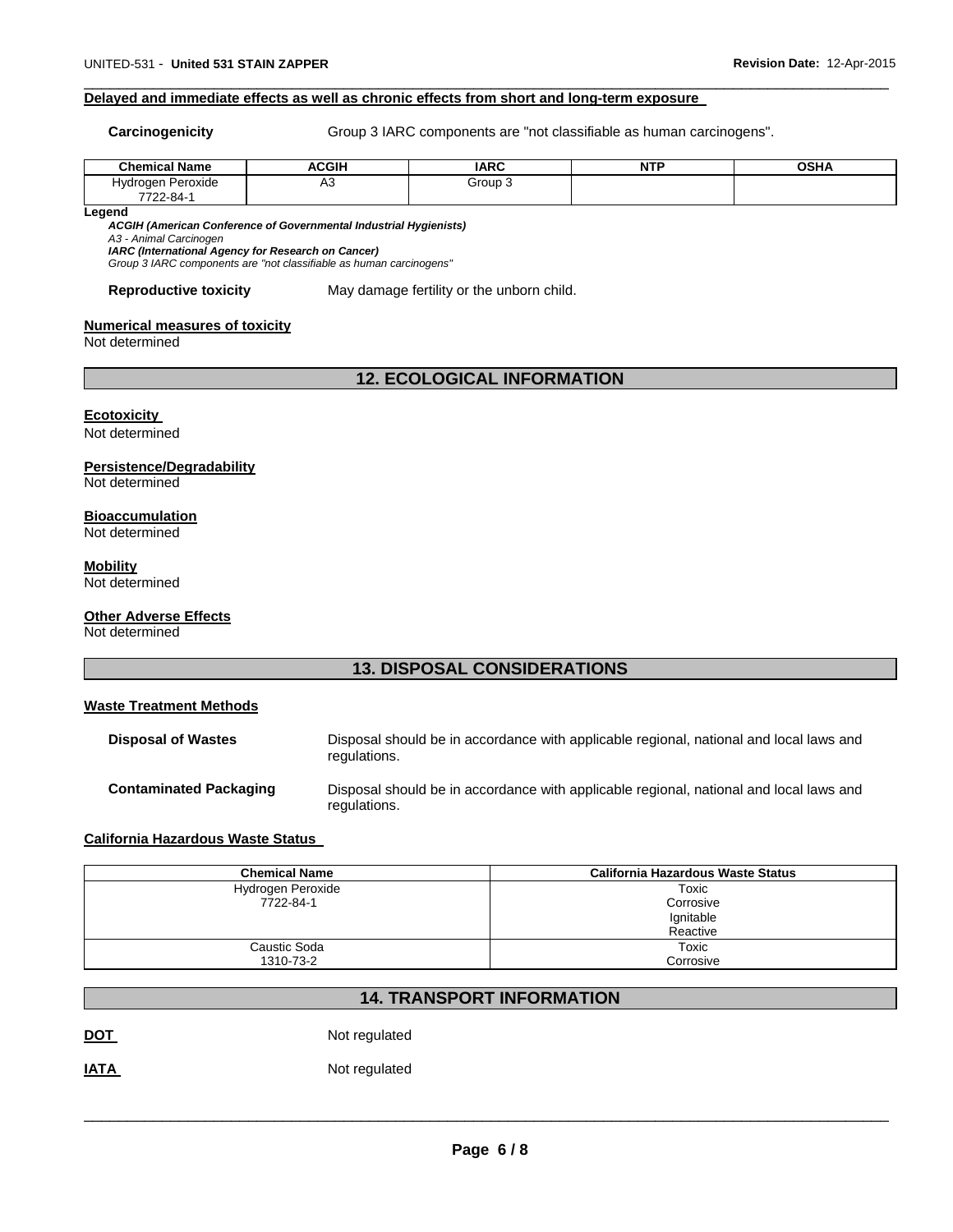**Delayed and immediate effects as well as chronic effects from short and long-term exposure**

**Carcinogenicity** Group 3 IARC components are "not classifiable as human carcinogens".

| Chemical Name | ACGIH | IARC | NTP | OSHA |
|---|---|---|---|---|
| Hydrogen Peroxide<br>7722-84-1 | A3 | Group 3 | | |

**Legend**

***ACGIH (American Conference of Governmental Industrial Hygienists)***
*A3 - Animal Carcinogen*
***IARC (International Agency for Research on Cancer)***
*Group 3 IARC components are "not classifiable as human carcinogens"*

**Reproductive toxicity** May damage fertility or the unborn child.

**Numerical measures of toxicity**
Not determined

## 12. ECOLOGICAL INFORMATION

**Ecotoxicity**
Not determined

**Persistence/Degradability**
Not determined

**Bioaccumulation**
Not determined

**Mobility**
Not determined

**Other Adverse Effects**
Not determined

## 13. DISPOSAL CONSIDERATIONS

**Waste Treatment Methods**

**Disposal of Wastes** Disposal should be in accordance with applicable regional, national and local laws and regulations.

**Contaminated Packaging** Disposal should be in accordance with applicable regional, national and local laws and regulations.

**California Hazardous Waste Status**

| Chemical Name | California Hazardous Waste Status |
|---|---|
| Hydrogen Peroxide<br>7722-84-1 | Toxic<br>Corrosive<br>Ignitable<br>Reactive |
| Caustic Soda<br>1310-73-2 | Toxic<br>Corrosive |

## 14. TRANSPORT INFORMATION

**DOT** Not regulated

**IATA** Not regulated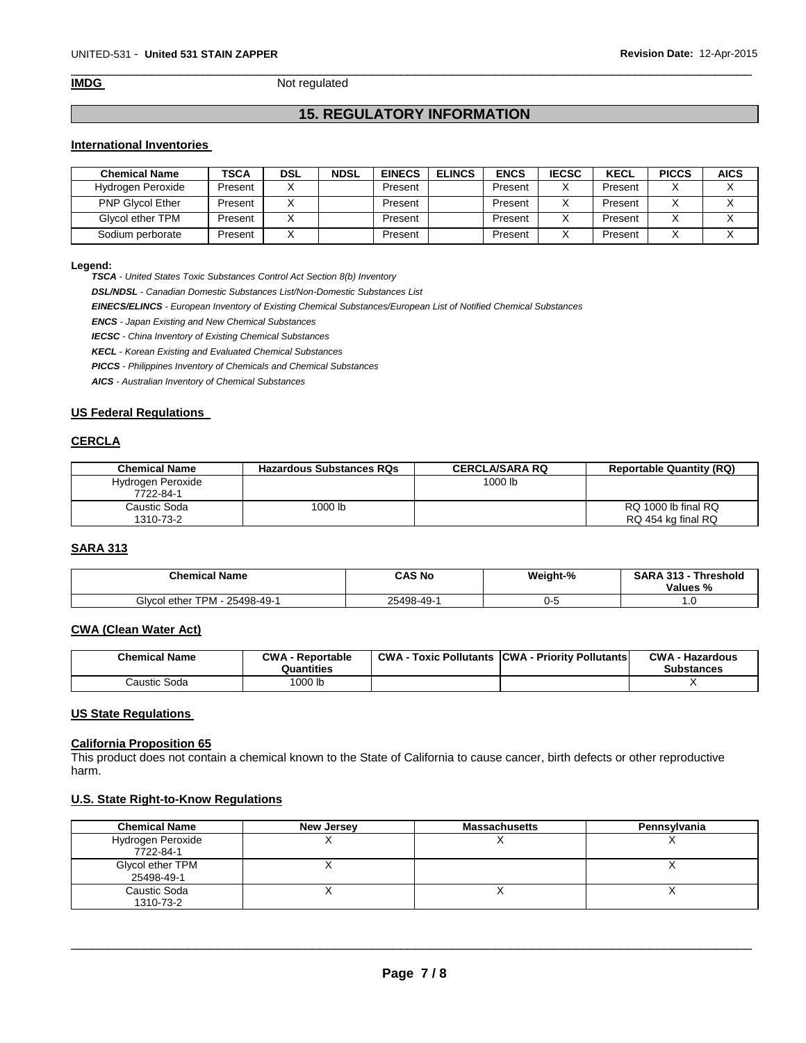**IMDG** Not regulated

## 15. REGULATORY INFORMATION

### International Inventories

| Chemical Name | TSCA | DSL | NDSL | EINECS | ELINCS | ENCS | IECSC | KECL | PICCS | AICS |
|---|---|---|---|---|---|---|---|---|---|---|
| Hydrogen Peroxide | Present | X | | Present | | Present | X | Present | X | X |
| PNP Glycol Ether | Present | X | | Present | | Present | X | Present | X | X |
| Glycol ether TPM | Present | X | | Present | | Present | X | Present | X | X |
| Sodium perborate | Present | X | | Present | | Present | X | Present | X | X |

**Legend:**

***TSCA*** *- United States Toxic Substances Control Act Section 8(b) Inventory*

***DSL/NDSL*** *- Canadian Domestic Substances List/Non-Domestic Substances List*

***EINECS/ELINCS*** *- European Inventory of Existing Chemical Substances/European List of Notified Chemical Substances*

***ENCS*** *- Japan Existing and New Chemical Substances*

***IECSC*** *- China Inventory of Existing Chemical Substances*

***KECL*** *- Korean Existing and Evaluated Chemical Substances*

***PICCS*** *- Philippines Inventory of Chemicals and Chemical Substances*

***AICS*** *- Australian Inventory of Chemical Substances*

### US Federal Regulations

### CERCLA

| Chemical Name | Hazardous Substances RQs | CERCLA/SARA RQ | Reportable Quantity (RQ) |
|---|---|---|---|
| Hydrogen Peroxide 7722-84-1 | | 1000 lb | |
| Caustic Soda 1310-73-2 | 1000 lb | | RQ 1000 lb final RQ RQ 454 kg final RQ |

### SARA 313

| Chemical Name | CAS No | Weight-% | SARA 313 - Threshold Values % |
|---|---|---|---|
| Glycol ether TPM - 25498-49-1 | 25498-49-1 | 0-5 | 1.0 |

### CWA (Clean Water Act)

| Chemical Name | CWA - Reportable Quantities | CWA - Toxic Pollutants | CWA - Priority Pollutants | CWA - Hazardous Substances |
|---|---|---|---|---|
| Caustic Soda | 1000 lb | | | X |

### US State Regulations

### California Proposition 65

This product does not contain a chemical known to the State of California to cause cancer, birth defects or other reproductive harm.

### U.S. State Right-to-Know Regulations

| Chemical Name | New Jersey | Massachusetts | Pennsylvania |
|---|---|---|---|
| Hydrogen Peroxide 7722-84-1 | X | X | X |
| Glycol ether TPM 25498-49-1 | X | | X |
| Caustic Soda 1310-73-2 | X | X | X |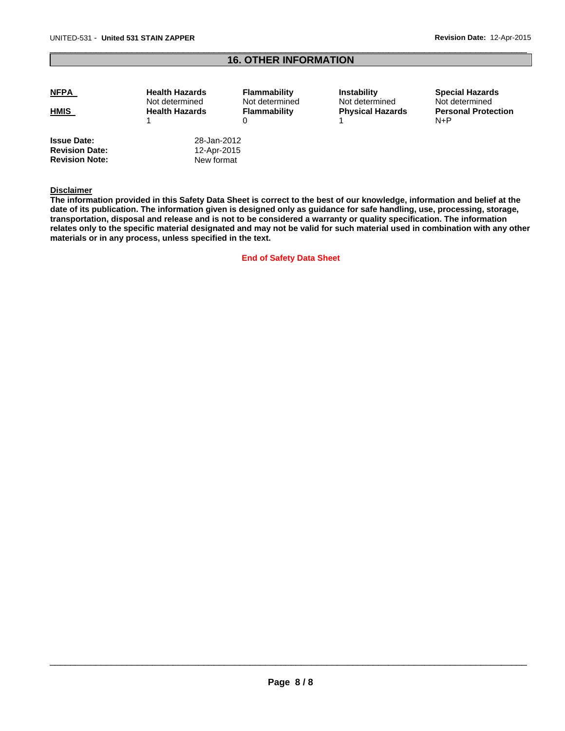## 16. OTHER INFORMATION

| | | | | |
|---|---|---|---|---|
| **NFPA** | **Health Hazards** | **Flammability** | **Instability** | **Special Hazards** |
| | Not determined | Not determined | Not determined | Not determined |
| **HMIS** | **Health Hazards** | **Flammability** | **Physical Hazards** | **Personal Protection** |
| | 1 | 0 | 1 | N+P |

**Issue Date:** 28-Jan-2012
**Revision Date:** 12-Apr-2015
**Revision Note:** New format

**Disclaimer**

**The information provided in this Safety Data Sheet is correct to the best of our knowledge, information and belief at the date of its publication. The information given is designed only as guidance for safe handling, use, processing, storage, transportation, disposal and release and is not to be considered a warranty or quality specification. The information relates only to the specific material designated and may not be valid for such material used in combination with any other materials or in any process, unless specified in the text.**

**End of Safety Data Sheet**